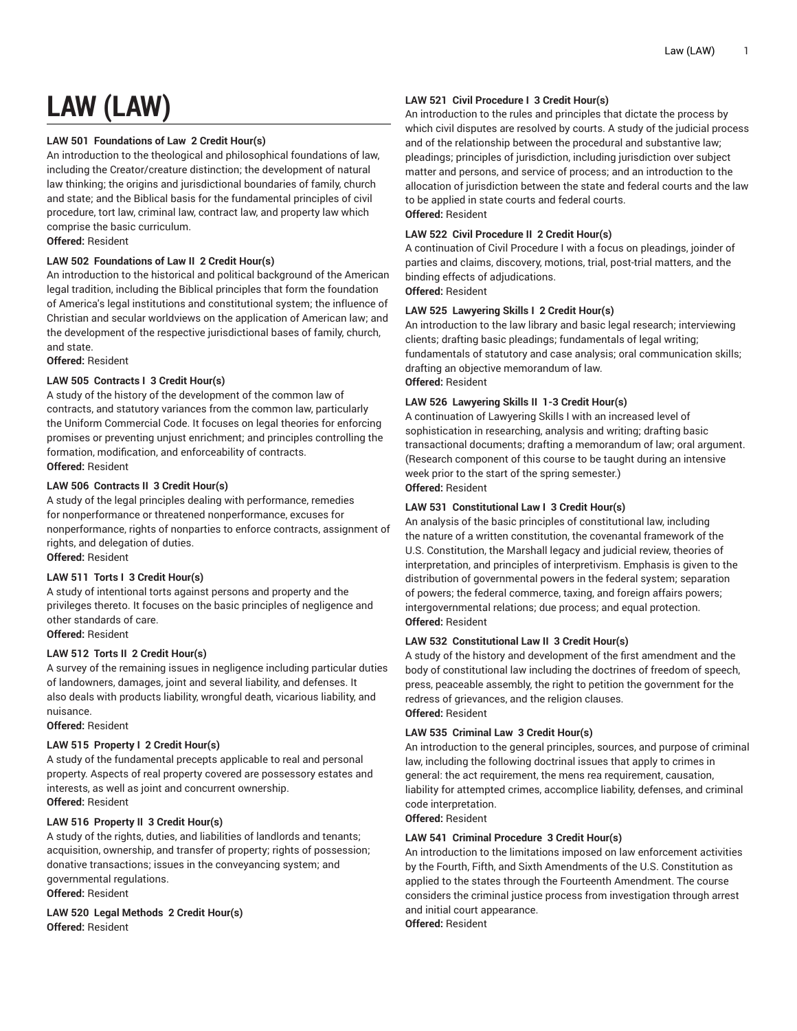# LAW (LAW)

**LAW 501 Foundations of Law 2 Credit Hour(s)**

An introduction to the theological and philosophical foundations of law, including the Creator/creature distinction; the development of natural law thinking; the origins and jurisdictional boundaries of family, church and state; and the Biblical basis for the fundamental principles of civil procedure, tort law, criminal law, contract law, and property law which comprise the basic curriculum.

**Offered:** Resident

**LAW 502 Foundations of Law II 2 Credit Hour(s)**

An introduction to the historical and political background of the American legal tradition, including the Biblical principles that form the foundation of America's legal institutions and constitutional system; the influence of Christian and secular worldviews on the application of American law; and the development of the respective jurisdictional bases of family, church, and state.

**Offered:** Resident

**LAW 505 Contracts I 3 Credit Hour(s)**

A study of the history of the development of the common law of contracts, and statutory variances from the common law, particularly the Uniform Commercial Code. It focuses on legal theories for enforcing promises or preventing unjust enrichment; and principles controlling the formation, modification, and enforceability of contracts.

**Offered:** Resident

**LAW 506 Contracts II 3 Credit Hour(s)**

A study of the legal principles dealing with performance, remedies for nonperformance or threatened nonperformance, excuses for nonperformance, rights of nonparties to enforce contracts, assignment of rights, and delegation of duties.

**Offered:** Resident

**LAW 511 Torts I 3 Credit Hour(s)**

A study of intentional torts against persons and property and the privileges thereto. It focuses on the basic principles of negligence and other standards of care.

**Offered:** Resident

**LAW 512 Torts II 2 Credit Hour(s)**

A survey of the remaining issues in negligence including particular duties of landowners, damages, joint and several liability, and defenses. It also deals with products liability, wrongful death, vicarious liability, and nuisance.

**Offered:** Resident

**LAW 515 Property I 2 Credit Hour(s)**

A study of the fundamental precepts applicable to real and personal property. Aspects of real property covered are possessory estates and interests, as well as joint and concurrent ownership.

**Offered:** Resident

**LAW 516 Property II 3 Credit Hour(s)**

A study of the rights, duties, and liabilities of landlords and tenants; acquisition, ownership, and transfer of property; rights of possession; donative transactions; issues in the conveyancing system; and governmental regulations.

**Offered:** Resident

**LAW 520 Legal Methods 2 Credit Hour(s)**

**Offered:** Resident

**LAW 521 Civil Procedure I 3 Credit Hour(s)**

An introduction to the rules and principles that dictate the process by which civil disputes are resolved by courts. A study of the judicial process and of the relationship between the procedural and substantive law; pleadings; principles of jurisdiction, including jurisdiction over subject matter and persons, and service of process; and an introduction to the allocation of jurisdiction between the state and federal courts and the law to be applied in state courts and federal courts.

**Offered:** Resident

**LAW 522 Civil Procedure II 2 Credit Hour(s)**

A continuation of Civil Procedure I with a focus on pleadings, joinder of parties and claims, discovery, motions, trial, post-trial matters, and the binding effects of adjudications.

**Offered:** Resident

**LAW 525 Lawyering Skills I 2 Credit Hour(s)**

An introduction to the law library and basic legal research; interviewing clients; drafting basic pleadings; fundamentals of legal writing; fundamentals of statutory and case analysis; oral communication skills; drafting an objective memorandum of law.

**Offered:** Resident

**LAW 526 Lawyering Skills II 1-3 Credit Hour(s)**

A continuation of Lawyering Skills I with an increased level of sophistication in researching, analysis and writing; drafting basic transactional documents; drafting a memorandum of law; oral argument. (Research component of this course to be taught during an intensive week prior to the start of the spring semester.)

**Offered:** Resident

**LAW 531 Constitutional Law I 3 Credit Hour(s)**

An analysis of the basic principles of constitutional law, including the nature of a written constitution, the covenantal framework of the U.S. Constitution, the Marshall legacy and judicial review, theories of interpretation, and principles of interpretivism. Emphasis is given to the distribution of governmental powers in the federal system; separation of powers; the federal commerce, taxing, and foreign affairs powers; intergovernmental relations; due process; and equal protection.

**Offered:** Resident

**LAW 532 Constitutional Law II 3 Credit Hour(s)**

A study of the history and development of the first amendment and the body of constitutional law including the doctrines of freedom of speech, press, peaceable assembly, the right to petition the government for the redress of grievances, and the religion clauses.

**Offered:** Resident

**LAW 535 Criminal Law 3 Credit Hour(s)**

An introduction to the general principles, sources, and purpose of criminal law, including the following doctrinal issues that apply to crimes in general: the act requirement, the mens rea requirement, causation, liability for attempted crimes, accomplice liability, defenses, and criminal code interpretation.

**Offered:** Resident

**LAW 541 Criminal Procedure 3 Credit Hour(s)**

An introduction to the limitations imposed on law enforcement activities by the Fourth, Fifth, and Sixth Amendments of the U.S. Constitution as applied to the states through the Fourteenth Amendment. The course considers the criminal justice process from investigation through arrest and initial court appearance.

**Offered:** Resident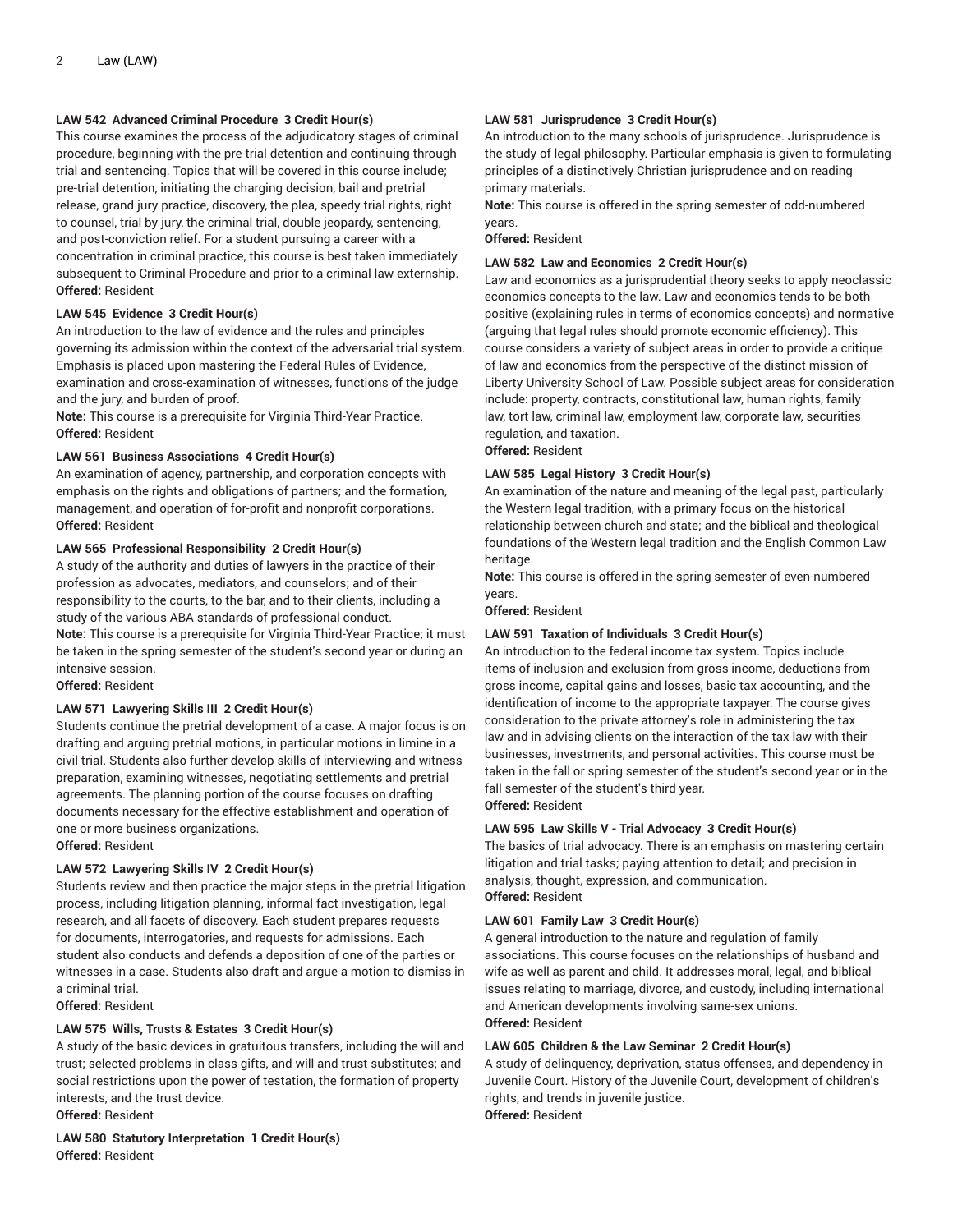**LAW 542 Advanced Criminal Procedure 3 Credit Hour(s)**

This course examines the process of the adjudicatory stages of criminal procedure, beginning with the pre-trial detention and continuing through trial and sentencing. Topics that will be covered in this course include; pre-trial detention, initiating the charging decision, bail and pretrial release, grand jury practice, discovery, the plea, speedy trial rights, right to counsel, trial by jury, the criminal trial, double jeopardy, sentencing, and post-conviction relief. For a student pursuing a career with a concentration in criminal practice, this course is best taken immediately subsequent to Criminal Procedure and prior to a criminal law externship.

**Offered:** Resident

**LAW 545 Evidence 3 Credit Hour(s)**

An introduction to the law of evidence and the rules and principles governing its admission within the context of the adversarial trial system. Emphasis is placed upon mastering the Federal Rules of Evidence, examination and cross-examination of witnesses, functions of the judge and the jury, and burden of proof.

**Note:** This course is a prerequisite for Virginia Third-Year Practice.

**Offered:** Resident

**LAW 561 Business Associations 4 Credit Hour(s)**

An examination of agency, partnership, and corporation concepts with emphasis on the rights and obligations of partners; and the formation, management, and operation of for-profit and nonprofit corporations.

**Offered:** Resident

**LAW 565 Professional Responsibility 2 Credit Hour(s)**

A study of the authority and duties of lawyers in the practice of their profession as advocates, mediators, and counselors; and of their responsibility to the courts, to the bar, and to their clients, including a study of the various ABA standards of professional conduct.

**Note:** This course is a prerequisite for Virginia Third-Year Practice; it must be taken in the spring semester of the student's second year or during an intensive session.

**Offered:** Resident

**LAW 571 Lawyering Skills III 2 Credit Hour(s)**

Students continue the pretrial development of a case. A major focus is on drafting and arguing pretrial motions, in particular motions in limine in a civil trial. Students also further develop skills of interviewing and witness preparation, examining witnesses, negotiating settlements and pretrial agreements. The planning portion of the course focuses on drafting documents necessary for the effective establishment and operation of one or more business organizations.

**Offered:** Resident

**LAW 572 Lawyering Skills IV 2 Credit Hour(s)**

Students review and then practice the major steps in the pretrial litigation process, including litigation planning, informal fact investigation, legal research, and all facets of discovery. Each student prepares requests for documents, interrogatories, and requests for admissions. Each student also conducts and defends a deposition of one of the parties or witnesses in a case. Students also draft and argue a motion to dismiss in a criminal trial.

**Offered:** Resident

**LAW 575 Wills, Trusts & Estates 3 Credit Hour(s)**

A study of the basic devices in gratuitous transfers, including the will and trust; selected problems in class gifts, and will and trust substitutes; and social restrictions upon the power of testation, the formation of property interests, and the trust device.

**Offered:** Resident

**LAW 580 Statutory Interpretation 1 Credit Hour(s)**

**Offered:** Resident

**LAW 581 Jurisprudence 3 Credit Hour(s)**

An introduction to the many schools of jurisprudence. Jurisprudence is the study of legal philosophy. Particular emphasis is given to formulating principles of a distinctively Christian jurisprudence and on reading primary materials.

**Note:** This course is offered in the spring semester of odd-numbered years.

**Offered:** Resident

**LAW 582 Law and Economics 2 Credit Hour(s)**

Law and economics as a jurisprudential theory seeks to apply neoclassic economics concepts to the law. Law and economics tends to be both positive (explaining rules in terms of economics concepts) and normative (arguing that legal rules should promote economic efficiency). This course considers a variety of subject areas in order to provide a critique of law and economics from the perspective of the distinct mission of Liberty University School of Law. Possible subject areas for consideration include: property, contracts, constitutional law, human rights, family law, tort law, criminal law, employment law, corporate law, securities regulation, and taxation.

**Offered:** Resident

**LAW 585 Legal History 3 Credit Hour(s)**

An examination of the nature and meaning of the legal past, particularly the Western legal tradition, with a primary focus on the historical relationship between church and state; and the biblical and theological foundations of the Western legal tradition and the English Common Law heritage.

**Note:** This course is offered in the spring semester of even-numbered years.

**Offered:** Resident

**LAW 591 Taxation of Individuals 3 Credit Hour(s)**

An introduction to the federal income tax system. Topics include items of inclusion and exclusion from gross income, deductions from gross income, capital gains and losses, basic tax accounting, and the identification of income to the appropriate taxpayer. The course gives consideration to the private attorney's role in administering the tax law and in advising clients on the interaction of the tax law with their businesses, investments, and personal activities. This course must be taken in the fall or spring semester of the student's second year or in the fall semester of the student's third year.

**Offered:** Resident

**LAW 595 Law Skills V - Trial Advocacy 3 Credit Hour(s)**

The basics of trial advocacy. There is an emphasis on mastering certain litigation and trial tasks; paying attention to detail; and precision in analysis, thought, expression, and communication.

**Offered:** Resident

**LAW 601 Family Law 3 Credit Hour(s)**

A general introduction to the nature and regulation of family associations. This course focuses on the relationships of husband and wife as well as parent and child. It addresses moral, legal, and biblical issues relating to marriage, divorce, and custody, including international and American developments involving same-sex unions.

**Offered:** Resident

**LAW 605 Children & the Law Seminar 2 Credit Hour(s)**

A study of delinquency, deprivation, status offenses, and dependency in Juvenile Court. History of the Juvenile Court, development of children's rights, and trends in juvenile justice.

**Offered:** Resident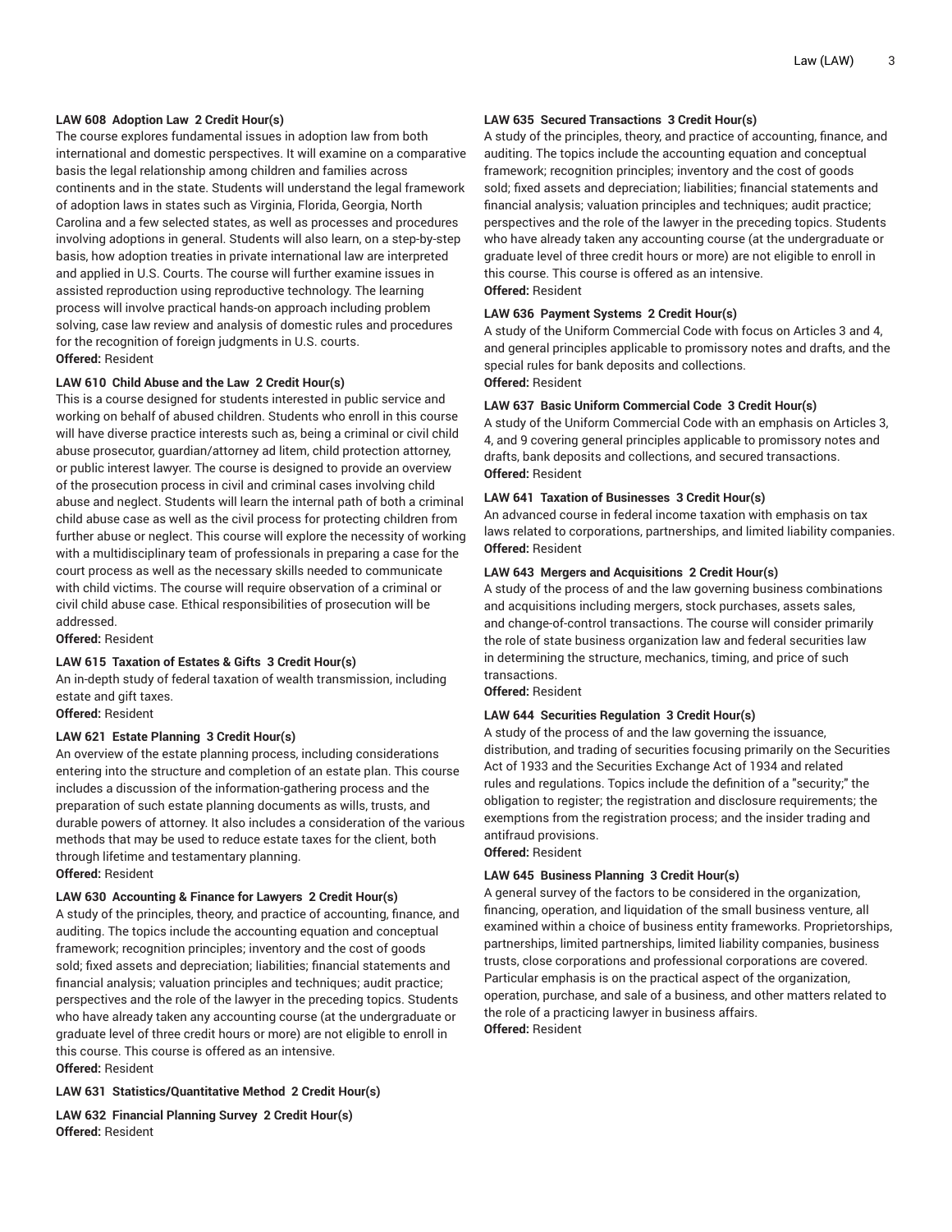**LAW 608 Adoption Law 2 Credit Hour(s)**

The course explores fundamental issues in adoption law from both international and domestic perspectives. It will examine on a comparative basis the legal relationship among children and families across continents and in the state. Students will understand the legal framework of adoption laws in states such as Virginia, Florida, Georgia, North Carolina and a few selected states, as well as processes and procedures involving adoptions in general. Students will also learn, on a step-by-step basis, how adoption treaties in private international law are interpreted and applied in U.S. Courts. The course will further examine issues in assisted reproduction using reproductive technology. The learning process will involve practical hands-on approach including problem solving, case law review and analysis of domestic rules and procedures for the recognition of foreign judgments in U.S. courts.

**Offered:** Resident

**LAW 610 Child Abuse and the Law 2 Credit Hour(s)**

This is a course designed for students interested in public service and working on behalf of abused children. Students who enroll in this course will have diverse practice interests such as, being a criminal or civil child abuse prosecutor, guardian/attorney ad litem, child protection attorney, or public interest lawyer. The course is designed to provide an overview of the prosecution process in civil and criminal cases involving child abuse and neglect. Students will learn the internal path of both a criminal child abuse case as well as the civil process for protecting children from further abuse or neglect. This course will explore the necessity of working with a multidisciplinary team of professionals in preparing a case for the court process as well as the necessary skills needed to communicate with child victims. The course will require observation of a criminal or civil child abuse case. Ethical responsibilities of prosecution will be addressed.

**Offered:** Resident

**LAW 615 Taxation of Estates & Gifts 3 Credit Hour(s)**

An in-depth study of federal taxation of wealth transmission, including estate and gift taxes.

**Offered:** Resident

**LAW 621 Estate Planning 3 Credit Hour(s)**

An overview of the estate planning process, including considerations entering into the structure and completion of an estate plan. This course includes a discussion of the information-gathering process and the preparation of such estate planning documents as wills, trusts, and durable powers of attorney. It also includes a consideration of the various methods that may be used to reduce estate taxes for the client, both through lifetime and testamentary planning.

**Offered:** Resident

**LAW 630 Accounting & Finance for Lawyers 2 Credit Hour(s)**

A study of the principles, theory, and practice of accounting, finance, and auditing. The topics include the accounting equation and conceptual framework; recognition principles; inventory and the cost of goods sold; fixed assets and depreciation; liabilities; financial statements and financial analysis; valuation principles and techniques; audit practice; perspectives and the role of the lawyer in the preceding topics. Students who have already taken any accounting course (at the undergraduate or graduate level of three credit hours or more) are not eligible to enroll in this course. This course is offered as an intensive.

**Offered:** Resident

**LAW 631 Statistics/Quantitative Method 2 Credit Hour(s)**

**LAW 632 Financial Planning Survey 2 Credit Hour(s)**

**Offered:** Resident

**LAW 635 Secured Transactions 3 Credit Hour(s)**

A study of the principles, theory, and practice of accounting, finance, and auditing. The topics include the accounting equation and conceptual framework; recognition principles; inventory and the cost of goods sold; fixed assets and depreciation; liabilities; financial statements and financial analysis; valuation principles and techniques; audit practice; perspectives and the role of the lawyer in the preceding topics. Students who have already taken any accounting course (at the undergraduate or graduate level of three credit hours or more) are not eligible to enroll in this course. This course is offered as an intensive.

**Offered:** Resident

**LAW 636 Payment Systems 2 Credit Hour(s)**

A study of the Uniform Commercial Code with focus on Articles 3 and 4, and general principles applicable to promissory notes and drafts, and the special rules for bank deposits and collections.

**Offered:** Resident

**LAW 637 Basic Uniform Commercial Code 3 Credit Hour(s)**

A study of the Uniform Commercial Code with an emphasis on Articles 3, 4, and 9 covering general principles applicable to promissory notes and drafts, bank deposits and collections, and secured transactions.

**Offered:** Resident

**LAW 641 Taxation of Businesses 3 Credit Hour(s)**

An advanced course in federal income taxation with emphasis on tax laws related to corporations, partnerships, and limited liability companies.

**Offered:** Resident

**LAW 643 Mergers and Acquisitions 2 Credit Hour(s)**

A study of the process of and the law governing business combinations and acquisitions including mergers, stock purchases, assets sales, and change-of-control transactions. The course will consider primarily the role of state business organization law and federal securities law in determining the structure, mechanics, timing, and price of such transactions.

**Offered:** Resident

**LAW 644 Securities Regulation 3 Credit Hour(s)**

A study of the process of and the law governing the issuance, distribution, and trading of securities focusing primarily on the Securities Act of 1933 and the Securities Exchange Act of 1934 and related rules and regulations. Topics include the definition of a "security;" the obligation to register; the registration and disclosure requirements; the exemptions from the registration process; and the insider trading and antifraud provisions.

**Offered:** Resident

**LAW 645 Business Planning 3 Credit Hour(s)**

A general survey of the factors to be considered in the organization, financing, operation, and liquidation of the small business venture, all examined within a choice of business entity frameworks. Proprietorships, partnerships, limited partnerships, limited liability companies, business trusts, close corporations and professional corporations are covered. Particular emphasis is on the practical aspect of the organization, operation, purchase, and sale of a business, and other matters related to the role of a practicing lawyer in business affairs.

**Offered:** Resident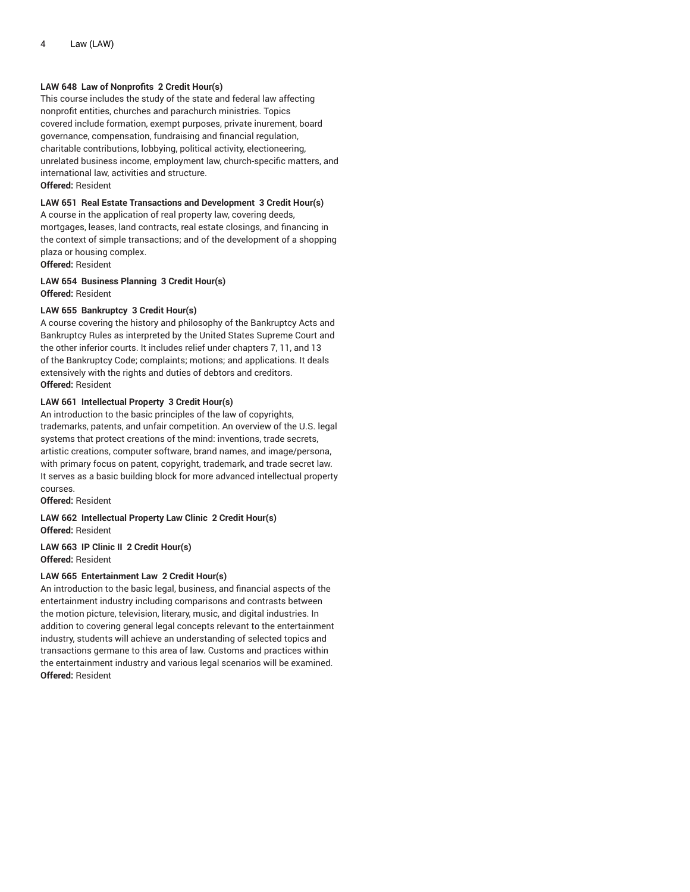**LAW 648 Law of Nonprofits 2 Credit Hour(s)**
This course includes the study of the state and federal law affecting nonprofit entities, churches and parachurch ministries. Topics covered include formation, exempt purposes, private inurement, board governance, compensation, fundraising and financial regulation, charitable contributions, lobbying, political activity, electioneering, unrelated business income, employment law, church-specific matters, and international law, activities and structure.
**Offered:** Resident

**LAW 651 Real Estate Transactions and Development 3 Credit Hour(s)**
A course in the application of real property law, covering deeds, mortgages, leases, land contracts, real estate closings, and financing in the context of simple transactions; and of the development of a shopping plaza or housing complex.
**Offered:** Resident

**LAW 654 Business Planning 3 Credit Hour(s)**
**Offered:** Resident

**LAW 655 Bankruptcy 3 Credit Hour(s)**
A course covering the history and philosophy of the Bankruptcy Acts and Bankruptcy Rules as interpreted by the United States Supreme Court and the other inferior courts. It includes relief under chapters 7, 11, and 13 of the Bankruptcy Code; complaints; motions; and applications. It deals extensively with the rights and duties of debtors and creditors.
**Offered:** Resident

**LAW 661 Intellectual Property 3 Credit Hour(s)**
An introduction to the basic principles of the law of copyrights, trademarks, patents, and unfair competition. An overview of the U.S. legal systems that protect creations of the mind: inventions, trade secrets, artistic creations, computer software, brand names, and image/persona, with primary focus on patent, copyright, trademark, and trade secret law. It serves as a basic building block for more advanced intellectual property courses.
**Offered:** Resident

**LAW 662 Intellectual Property Law Clinic 2 Credit Hour(s)**
**Offered:** Resident

**LAW 663 IP Clinic II 2 Credit Hour(s)**
**Offered:** Resident

**LAW 665 Entertainment Law 2 Credit Hour(s)**
An introduction to the basic legal, business, and financial aspects of the entertainment industry including comparisons and contrasts between the motion picture, television, literary, music, and digital industries. In addition to covering general legal concepts relevant to the entertainment industry, students will achieve an understanding of selected topics and transactions germane to this area of law. Customs and practices within the entertainment industry and various legal scenarios will be examined.
**Offered:** Resident